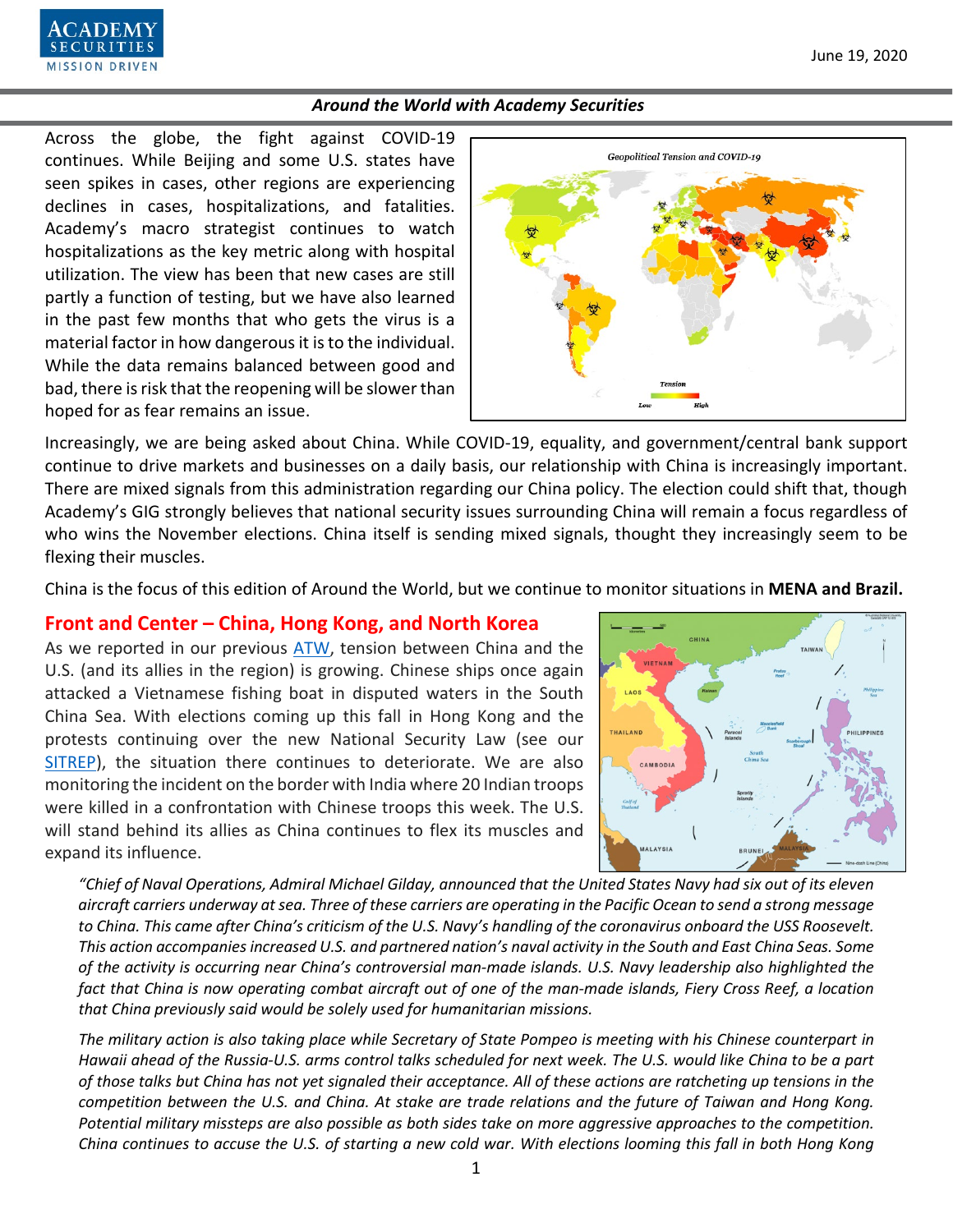June 19, 2020

*Around the World with Academy Securities*

Across the globe, the fight against COVID-19 continues. While Beijing and some U.S. states have seen spikes in cases, other regions are experiencing declines in cases, hospitalizations, and fatalities. Academy's macro strategist continues to watch hospitalizations as the key metric along with hospital utilization. The view has been that new cases are still partly a function of testing, but we have also learned in the past few months that who gets the virus is a material factor in how dangerous it is to the individual. While the data remains balanced between good and bad, there is risk that the reopening will be slower than hoped for as fear remains an issue.

Increasingly, we are being asked about China. While COVID-19, equality, and government/central bank support continue to drive markets and businesses on a daily basis, our relationship with China is increasingly important. There are mixed signals from this administration regarding our China policy. The election could shift that, though Academy's GIG strongly believes that national security issues surrounding China will remain a focus regardless of who wins the November elections. China itself is sending mixed signals, thought they increasingly seem to be flexing their muscles.

China is the focus of this edition of Around the World, but we continue to monitor situations in **MENA and Brazil.**

## Front and Center – China, Hong Kong, and North Korea

As we reported in our previous ATW, tension between China and the U.S. (and its allies in the region) is growing. Chinese ships once again attacked a Vietnamese fishing boat in disputed waters in the South China Sea. With elections coming up this fall in Hong Kong and the protests continuing over the new National Security Law (see our SITREP), the situation there continues to deteriorate. We are also monitoring the incident on the border with India where 20 Indian troops were killed in a confrontation with Chinese troops this week. The U.S. will stand behind its allies as China continues to flex its muscles and expand its influence.

*"Chief of Naval Operations, Admiral Michael Gilday, announced that the United States Navy had six out of its eleven aircraft carriers underway at sea. Three of these carriers are operating in the Pacific Ocean to send a strong message to China. This came after China's criticism of the U.S. Navy's handling of the coronavirus onboard the USS Roosevelt. This action accompanies increased U.S. and partnered nation's naval activity in the South and East China Seas. Some of the activity is occurring near China's controversial man-made islands. U.S. Navy leadership also highlighted the fact that China is now operating combat aircraft out of one of the man-made islands, Fiery Cross Reef, a location that China previously said would be solely used for humanitarian missions.*

*The military action is also taking place while Secretary of State Pompeo is meeting with his Chinese counterpart in Hawaii ahead of the Russia-U.S. arms control talks scheduled for next week. The U.S. would like China to be a part of those talks but China has not yet signaled their acceptance. All of these actions are ratcheting up tensions in the competition between the U.S. and China. At stake are trade relations and the future of Taiwan and Hong Kong. Potential military missteps are also possible as both sides take on more aggressive approaches to the competition. China continues to accuse the U.S. of starting a new cold war. With elections looming this fall in both Hong Kong*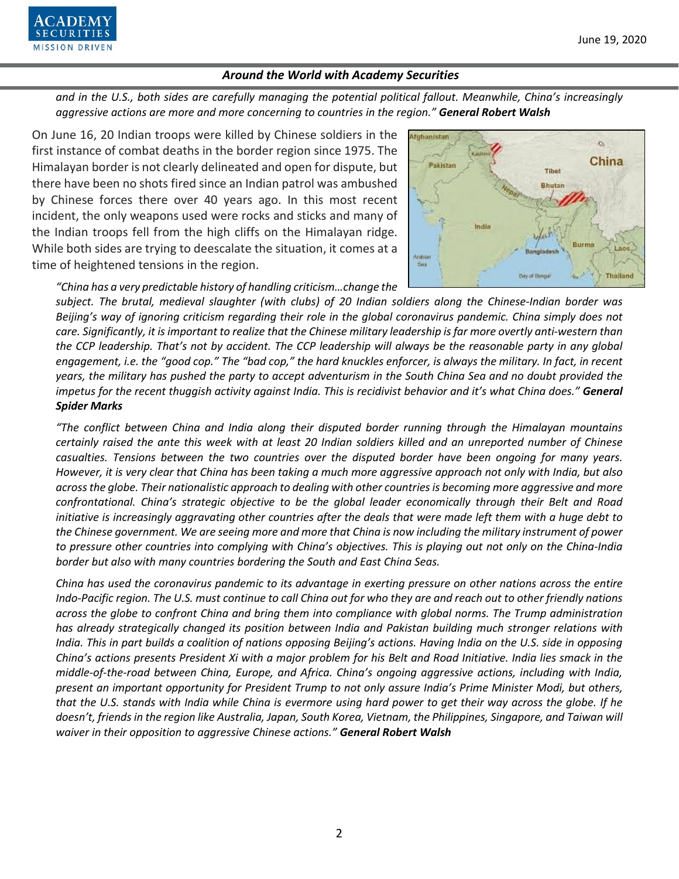*and in the U.S., both sides are carefully managing the potential political fallout. Meanwhile, China's increasingly aggressive actions are more and more concerning to countries in the region."* ***General Robert Walsh***

On June 16, 20 Indian troops were killed by Chinese soldiers in the first instance of combat deaths in the border region since 1975. The Himalayan border is not clearly delineated and open for dispute, but there have been no shots fired since an Indian patrol was ambushed by Chinese forces there over 40 years ago. In this most recent incident, the only weapons used were rocks and sticks and many of the Indian troops fell from the high cliffs on the Himalayan ridge. While both sides are trying to deescalate the situation, it comes at a time of heightened tensions in the region.

*"China has a very predictable history of handling criticism…change the subject. The brutal, medieval slaughter (with clubs) of 20 Indian soldiers along the Chinese-Indian border was Beijing's way of ignoring criticism regarding their role in the global coronavirus pandemic. China simply does not care. Significantly, it is important to realize that the Chinese military leadership is far more overtly anti-western than the CCP leadership. That's not by accident. The CCP leadership will always be the reasonable party in any global engagement, i.e. the "good cop." The "bad cop," the hard knuckles enforcer, is always the military. In fact, in recent years, the military has pushed the party to accept adventurism in the South China Sea and no doubt provided the impetus for the recent thuggish activity against India. This is recidivist behavior and it's what China does."* ***General Spider Marks***

*"The conflict between China and India along their disputed border running through the Himalayan mountains certainly raised the ante this week with at least 20 Indian soldiers killed and an unreported number of Chinese casualties. Tensions between the two countries over the disputed border have been ongoing for many years. However, it is very clear that China has been taking a much more aggressive approach not only with India, but also across the globe. Their nationalistic approach to dealing with other countries is becoming more aggressive and more confrontational. China's strategic objective to be the global leader economically through their Belt and Road initiative is increasingly aggravating other countries after the deals that were made left them with a huge debt to the Chinese government. We are seeing more and more that China is now including the military instrument of power to pressure other countries into complying with China's objectives. This is playing out not only on the China-India border but also with many countries bordering the South and East China Seas.*

*China has used the coronavirus pandemic to its advantage in exerting pressure on other nations across the entire Indo-Pacific region. The U.S. must continue to call China out for who they are and reach out to other friendly nations across the globe to confront China and bring them into compliance with global norms. The Trump administration has already strategically changed its position between India and Pakistan building much stronger relations with India. This in part builds a coalition of nations opposing Beijing's actions. Having India on the U.S. side in opposing China's actions presents President Xi with a major problem for his Belt and Road Initiative. India lies smack in the middle-of-the-road between China, Europe, and Africa. China's ongoing aggressive actions, including with India, present an important opportunity for President Trump to not only assure India's Prime Minister Modi, but others, that the U.S. stands with India while China is evermore using hard power to get their way across the globe. If he doesn't, friends in the region like Australia, Japan, South Korea, Vietnam, the Philippines, Singapore, and Taiwan will waiver in their opposition to aggressive Chinese actions."* ***General Robert Walsh***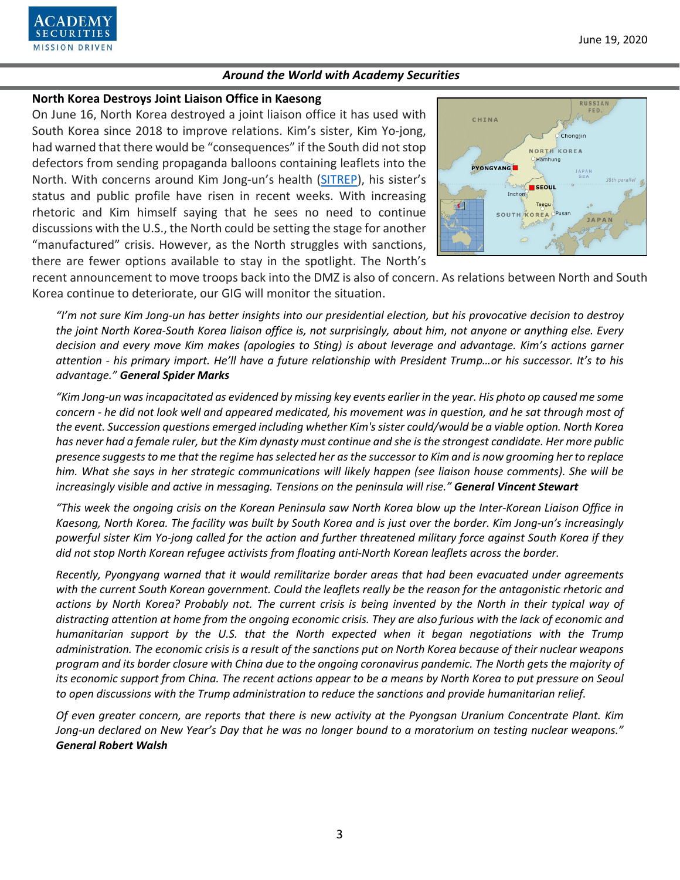## North Korea Destroys Joint Liaison Office in Kaesong

On June 16, North Korea destroyed a joint liaison office it has used with South Korea since 2018 to improve relations. Kim's sister, Kim Yo-jong, had warned that there would be "consequences" if the South did not stop defectors from sending propaganda balloons containing leaflets into the North. With concerns around Kim Jong-un's health (SITREP), his sister's status and public profile have risen in recent weeks. With increasing rhetoric and Kim himself saying that he sees no need to continue discussions with the U.S., the North could be setting the stage for another "manufactured" crisis. However, as the North struggles with sanctions, there are fewer options available to stay in the spotlight. The North's recent announcement to move troops back into the DMZ is also of concern. As relations between North and South Korea continue to deteriorate, our GIG will monitor the situation.

*"I'm not sure Kim Jong-un has better insights into our presidential election, but his provocative decision to destroy the joint North Korea-South Korea liaison office is, not surprisingly, about him, not anyone or anything else. Every decision and every move Kim makes (apologies to Sting) is about leverage and advantage. Kim's actions garner attention - his primary import. He'll have a future relationship with President Trump…or his successor. It's to his advantage."* ***General Spider Marks***

*"Kim Jong-un was incapacitated as evidenced by missing key events earlier in the year. His photo op caused me some concern - he did not look well and appeared medicated, his movement was in question, and he sat through most of the event. Succession questions emerged including whether Kim's sister could/would be a viable option. North Korea has never had a female ruler, but the Kim dynasty must continue and she is the strongest candidate. Her more public presence suggests to me that the regime has selected her as the successor to Kim and is now grooming her to replace him. What she says in her strategic communications will likely happen (see liaison house comments). She will be increasingly visible and active in messaging. Tensions on the peninsula will rise."* ***General Vincent Stewart***

*"This week the ongoing crisis on the Korean Peninsula saw North Korea blow up the Inter-Korean Liaison Office in Kaesong, North Korea. The facility was built by South Korea and is just over the border. Kim Jong-un's increasingly powerful sister Kim Yo-jong called for the action and further threatened military force against South Korea if they did not stop North Korean refugee activists from floating anti-North Korean leaflets across the border.*

*Recently, Pyongyang warned that it would remilitarize border areas that had been evacuated under agreements with the current South Korean government. Could the leaflets really be the reason for the antagonistic rhetoric and actions by North Korea? Probably not. The current crisis is being invented by the North in their typical way of distracting attention at home from the ongoing economic crisis. They are also furious with the lack of economic and humanitarian support by the U.S. that the North expected when it began negotiations with the Trump administration. The economic crisis is a result of the sanctions put on North Korea because of their nuclear weapons program and its border closure with China due to the ongoing coronavirus pandemic. The North gets the majority of its economic support from China. The recent actions appear to be a means by North Korea to put pressure on Seoul to open discussions with the Trump administration to reduce the sanctions and provide humanitarian relief.*

*Of even greater concern, are reports that there is new activity at the Pyongsan Uranium Concentrate Plant. Kim Jong-un declared on New Year's Day that he was no longer bound to a moratorium on testing nuclear weapons."* ***General Robert Walsh***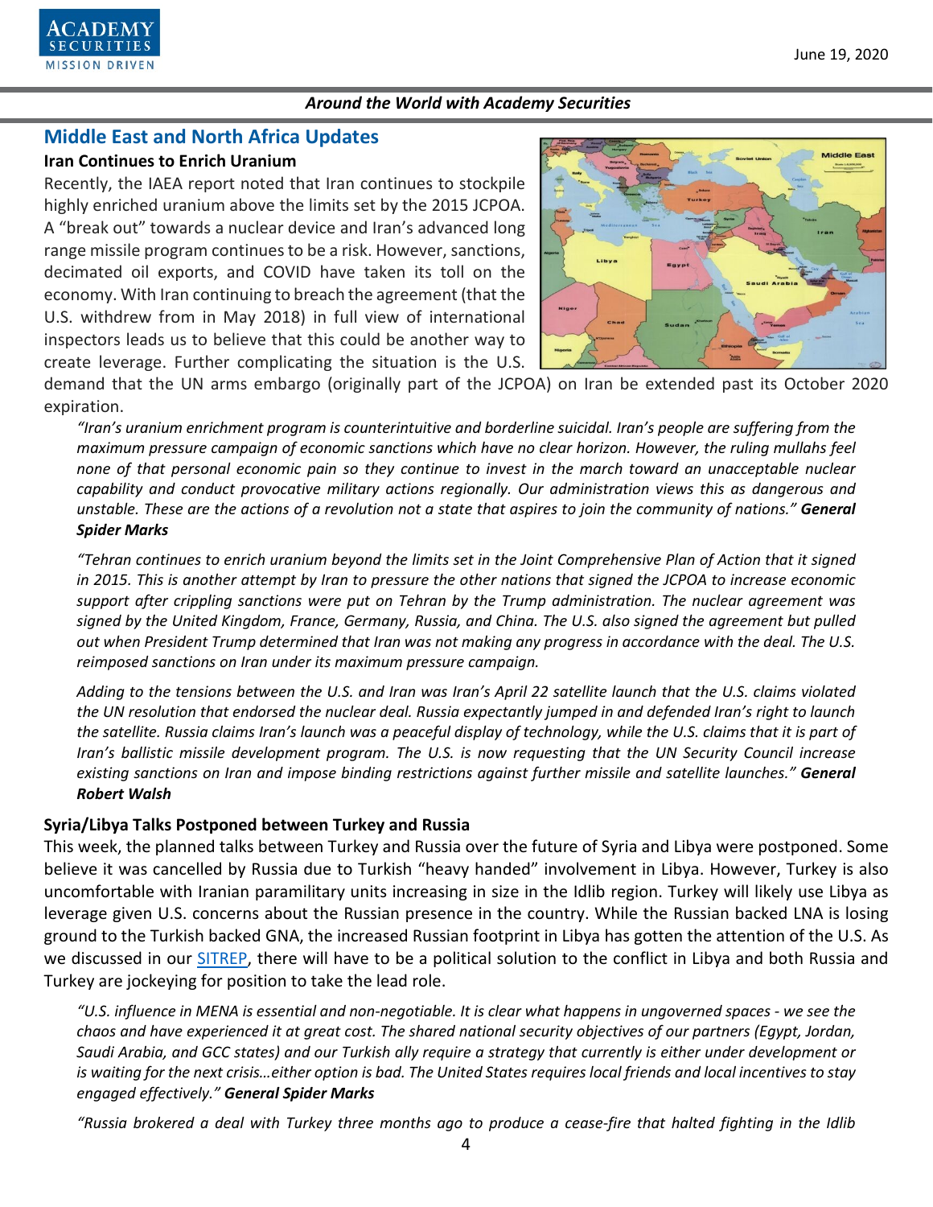## Middle East and North Africa Updates

### Iran Continues to Enrich Uranium

Recently, the IAEA report noted that Iran continues to stockpile highly enriched uranium above the limits set by the 2015 JCPOA. A "break out" towards a nuclear device and Iran's advanced long range missile program continues to be a risk. However, sanctions, decimated oil exports, and COVID have taken its toll on the economy. With Iran continuing to breach the agreement (that the U.S. withdrew from in May 2018) in full view of international inspectors leads us to believe that this could be another way to create leverage. Further complicating the situation is the U.S. demand that the UN arms embargo (originally part of the JCPOA) on Iran be extended past its October 2020 expiration.

*"Iran's uranium enrichment program is counterintuitive and borderline suicidal. Iran's people are suffering from the maximum pressure campaign of economic sanctions which have no clear horizon. However, the ruling mullahs feel none of that personal economic pain so they continue to invest in the march toward an unacceptable nuclear capability and conduct provocative military actions regionally. Our administration views this as dangerous and unstable. These are the actions of a revolution not a state that aspires to join the community of nations."* ***General Spider Marks***

*"Tehran continues to enrich uranium beyond the limits set in the Joint Comprehensive Plan of Action that it signed in 2015. This is another attempt by Iran to pressure the other nations that signed the JCPOA to increase economic support after crippling sanctions were put on Tehran by the Trump administration. The nuclear agreement was signed by the United Kingdom, France, Germany, Russia, and China. The U.S. also signed the agreement but pulled out when President Trump determined that Iran was not making any progress in accordance with the deal. The U.S. reimposed sanctions on Iran under its maximum pressure campaign.*

*Adding to the tensions between the U.S. and Iran was Iran's April 22 satellite launch that the U.S. claims violated the UN resolution that endorsed the nuclear deal. Russia expectantly jumped in and defended Iran's right to launch the satellite. Russia claims Iran's launch was a peaceful display of technology, while the U.S. claims that it is part of Iran's ballistic missile development program. The U.S. is now requesting that the UN Security Council increase existing sanctions on Iran and impose binding restrictions against further missile and satellite launches."* ***General Robert Walsh***

### Syria/Libya Talks Postponed between Turkey and Russia

This week, the planned talks between Turkey and Russia over the future of Syria and Libya were postponed. Some believe it was cancelled by Russia due to Turkish "heavy handed" involvement in Libya. However, Turkey is also uncomfortable with Iranian paramilitary units increasing in size in the Idlib region. Turkey will likely use Libya as leverage given U.S. concerns about the Russian presence in the country. While the Russian backed LNA is losing ground to the Turkish backed GNA, the increased Russian footprint in Libya has gotten the attention of the U.S. As we discussed in our SITREP, there will have to be a political solution to the conflict in Libya and both Russia and Turkey are jockeying for position to take the lead role.

*"U.S. influence in MENA is essential and non-negotiable. It is clear what happens in ungoverned spaces - we see the chaos and have experienced it at great cost. The shared national security objectives of our partners (Egypt, Jordan, Saudi Arabia, and GCC states) and our Turkish ally require a strategy that currently is either under development or is waiting for the next crisis…either option is bad. The United States requires local friends and local incentives to stay engaged effectively."* ***General Spider Marks***

*"Russia brokered a deal with Turkey three months ago to produce a cease-fire that halted fighting in the Idlib*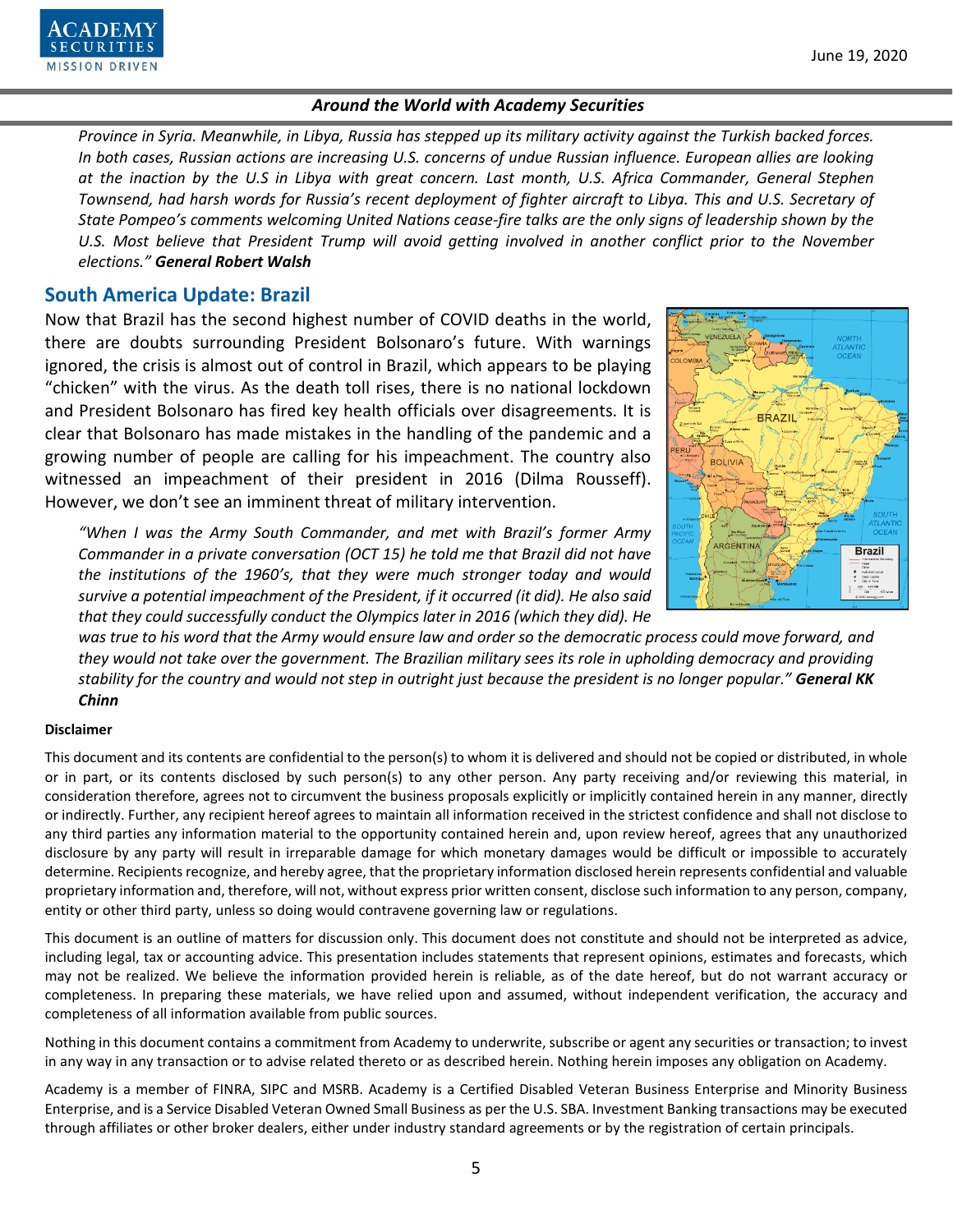*Province in Syria. Meanwhile, in Libya, Russia has stepped up its military activity against the Turkish backed forces. In both cases, Russian actions are increasing U.S. concerns of undue Russian influence. European allies are looking at the inaction by the U.S in Libya with great concern. Last month, U.S. Africa Commander, General Stephen Townsend, had harsh words for Russia's recent deployment of fighter aircraft to Libya. This and U.S. Secretary of State Pompeo's comments welcoming United Nations cease-fire talks are the only signs of leadership shown by the U.S. Most believe that President Trump will avoid getting involved in another conflict prior to the November elections."* ***General Robert Walsh***

## South America Update: Brazil

Now that Brazil has the second highest number of COVID deaths in the world, there are doubts surrounding President Bolsonaro's future. With warnings ignored, the crisis is almost out of control in Brazil, which appears to be playing "chicken" with the virus. As the death toll rises, there is no national lockdown and President Bolsonaro has fired key health officials over disagreements. It is clear that Bolsonaro has made mistakes in the handling of the pandemic and a growing number of people are calling for his impeachment. The country also witnessed an impeachment of their president in 2016 (Dilma Rousseff). However, we don't see an imminent threat of military intervention.

*"When I was the Army South Commander, and met with Brazil's former Army Commander in a private conversation (OCT 15) he told me that Brazil did not have the institutions of the 1960's, that they were much stronger today and would survive a potential impeachment of the President, if it occurred (it did). He also said that they could successfully conduct the Olympics later in 2016 (which they did). He was true to his word that the Army would ensure law and order so the democratic process could move forward, and they would not take over the government. The Brazilian military sees its role in upholding democracy and providing stability for the country and would not step in outright just because the president is no longer popular."* ***General KK Chinn***

**Disclaimer**

This document and its contents are confidential to the person(s) to whom it is delivered and should not be copied or distributed, in whole or in part, or its contents disclosed by such person(s) to any other person. Any party receiving and/or reviewing this material, in consideration therefore, agrees not to circumvent the business proposals explicitly or implicitly contained herein in any manner, directly or indirectly. Further, any recipient hereof agrees to maintain all information received in the strictest confidence and shall not disclose to any third parties any information material to the opportunity contained herein and, upon review hereof, agrees that any unauthorized disclosure by any party will result in irreparable damage for which monetary damages would be difficult or impossible to accurately determine. Recipients recognize, and hereby agree, that the proprietary information disclosed herein represents confidential and valuable proprietary information and, therefore, will not, without express prior written consent, disclose such information to any person, company, entity or other third party, unless so doing would contravene governing law or regulations.

This document is an outline of matters for discussion only. This document does not constitute and should not be interpreted as advice, including legal, tax or accounting advice. This presentation includes statements that represent opinions, estimates and forecasts, which may not be realized. We believe the information provided herein is reliable, as of the date hereof, but do not warrant accuracy or completeness. In preparing these materials, we have relied upon and assumed, without independent verification, the accuracy and completeness of all information available from public sources.

Nothing in this document contains a commitment from Academy to underwrite, subscribe or agent any securities or transaction; to invest in any way in any transaction or to advise related thereto or as described herein. Nothing herein imposes any obligation on Academy.

Academy is a member of FINRA, SIPC and MSRB. Academy is a Certified Disabled Veteran Business Enterprise and Minority Business Enterprise, and is a Service Disabled Veteran Owned Small Business as per the U.S. SBA. Investment Banking transactions may be executed through affiliates or other broker dealers, either under industry standard agreements or by the registration of certain principals.